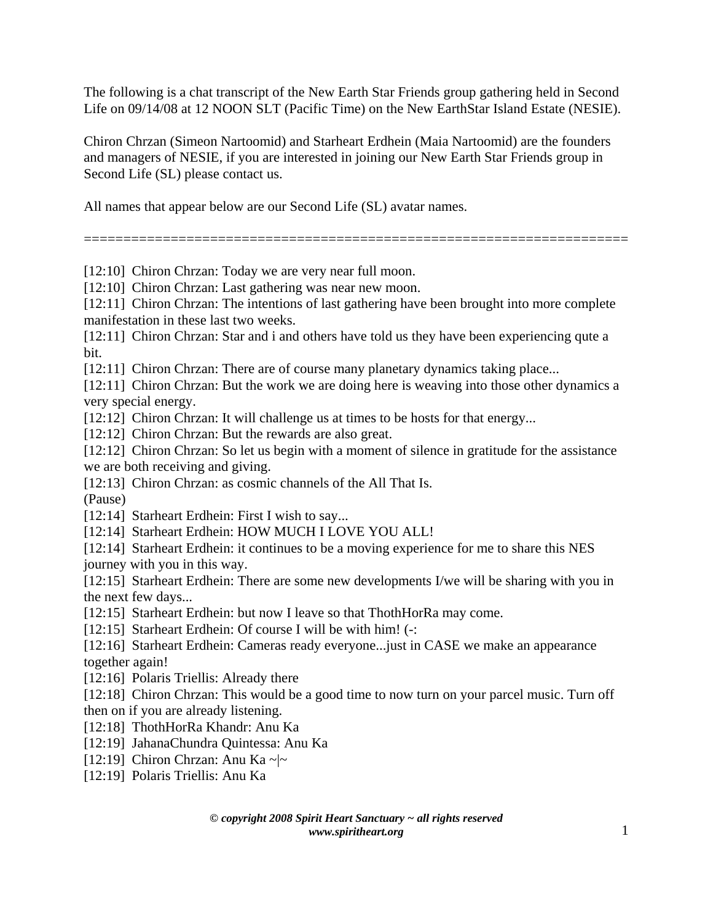The following is a chat transcript of the New Earth Star Friends group gathering held in Second Life on 09/14/08 at 12 NOON SLT (Pacific Time) on the New EarthStar Island Estate (NESIE).

Chiron Chrzan (Simeon Nartoomid) and Starheart Erdhein (Maia Nartoomid) are the founders and managers of NESIE, if you are interested in joining our New Earth Star Friends group in Second Life (SL) please contact us.

All names that appear below are our Second Life (SL) avatar names.

======================================================================

[12:10] Chiron Chrzan: Today we are very near full moon.
[12:10] Chiron Chrzan: Last gathering was near new moon.
[12:11] Chiron Chrzan: The intentions of last gathering have been brought into more complete manifestation in these last two weeks.
[12:11] Chiron Chrzan: Star and i and others have told us they have been experiencing qute a bit.
[12:11] Chiron Chrzan: There are of course many planetary dynamics taking place...
[12:11] Chiron Chrzan: But the work we are doing here is weaving into those other dynamics a very special energy.
[12:12] Chiron Chrzan: It will challenge us at times to be hosts for that energy...
[12:12] Chiron Chrzan: But the rewards are also great.
[12:12] Chiron Chrzan: So let us begin with a moment of silence in gratitude for the assistance we are both receiving and giving.
[12:13] Chiron Chrzan: as cosmic channels of the All That Is.
(Pause)
[12:14] Starheart Erdhein: First I wish to say...
[12:14] Starheart Erdhein: HOW MUCH I LOVE YOU ALL!
[12:14] Starheart Erdhein: it continues to be a moving experience for me to share this NES journey with you in this way.
[12:15] Starheart Erdhein: There are some new developments I/we will be sharing with you in the next few days...
[12:15] Starheart Erdhein: but now I leave so that ThothHorRa may come.
[12:15] Starheart Erdhein: Of course I will be with him! (-:
[12:16] Starheart Erdhein: Cameras ready everyone...just in CASE we make an appearance together again!
[12:16] Polaris Triellis: Already there
[12:18] Chiron Chrzan: This would be a good time to now turn on your parcel music. Turn off then on if you are already listening.
[12:18] ThothHorRa Khandr: Anu Ka
[12:19] JahanaChundra Quintessa: Anu Ka
[12:19] Chiron Chrzan: Anu Ka ~|~
[12:19] Polaris Triellis: Anu Ka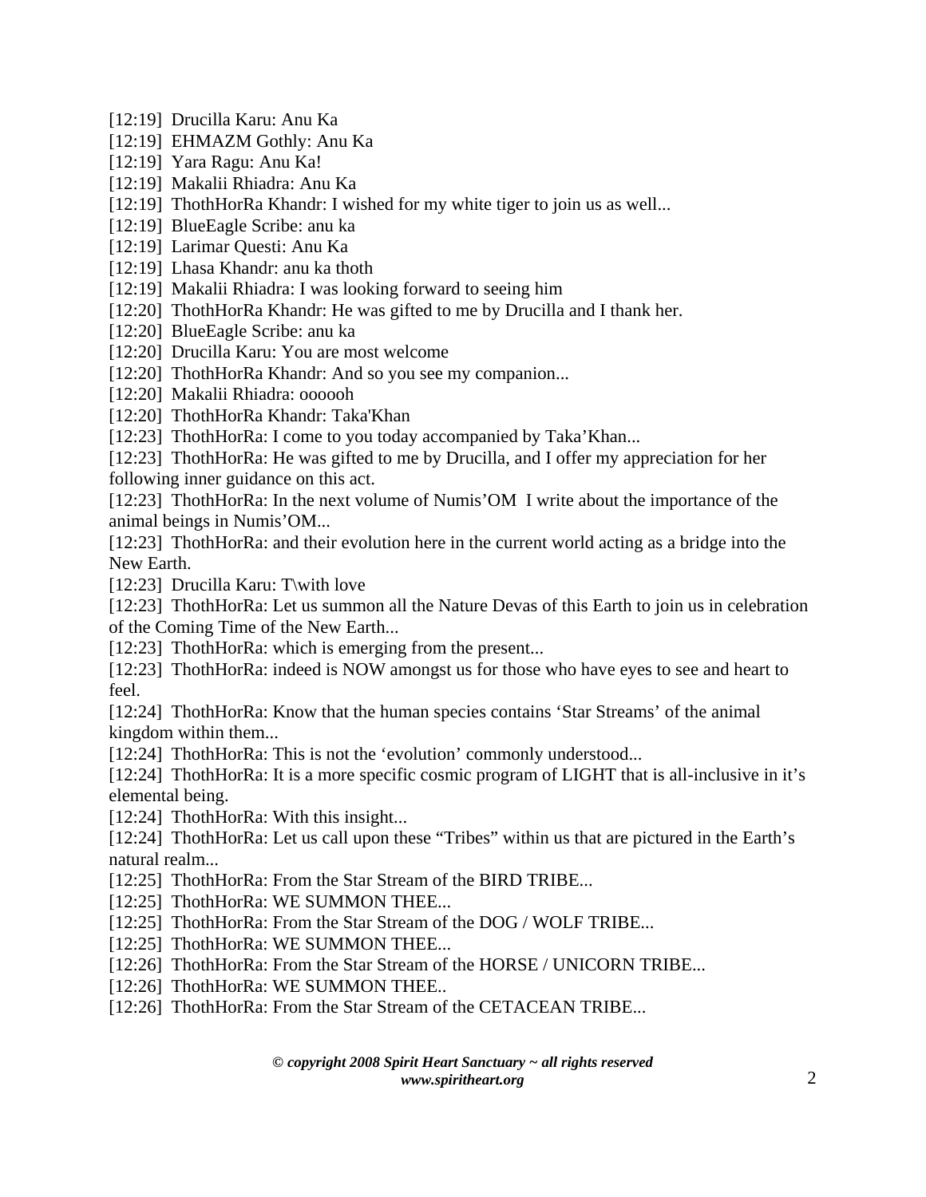[12:19] Drucilla Karu: Anu Ka
[12:19] EHMAZM Gothly: Anu Ka
[12:19] Yara Ragu: Anu Ka!
[12:19] Makalii Rhiadra: Anu Ka
[12:19] ThothHorRa Khandr: I wished for my white tiger to join us as well...
[12:19] BlueEagle Scribe: anu ka
[12:19] Larimar Questi: Anu Ka
[12:19] Lhasa Khandr: anu ka thoth
[12:19] Makalii Rhiadra: I was looking forward to seeing him
[12:20] ThothHorRa Khandr: He was gifted to me by Drucilla and I thank her.
[12:20] BlueEagle Scribe: anu ka
[12:20] Drucilla Karu: You are most welcome
[12:20] ThothHorRa Khandr: And so you see my companion...
[12:20] Makalii Rhiadra: oooooh
[12:20] ThothHorRa Khandr: Taka'Khan
[12:23] ThothHorRa: I come to you today accompanied by Taka'Khan...
[12:23] ThothHorRa: He was gifted to me by Drucilla, and I offer my appreciation for her following inner guidance on this act.
[12:23] ThothHorRa: In the next volume of Numis'OM I write about the importance of the animal beings in Numis'OM...
[12:23] ThothHorRa: and their evolution here in the current world acting as a bridge into the New Earth.
[12:23] Drucilla Karu: T\with love
[12:23] ThothHorRa: Let us summon all the Nature Devas of this Earth to join us in celebration of the Coming Time of the New Earth...
[12:23] ThothHorRa: which is emerging from the present...
[12:23] ThothHorRa: indeed is NOW amongst us for those who have eyes to see and heart to feel.
[12:24] ThothHorRa: Know that the human species contains 'Star Streams' of the animal kingdom within them...
[12:24] ThothHorRa: This is not the 'evolution' commonly understood...
[12:24] ThothHorRa: It is a more specific cosmic program of LIGHT that is all-inclusive in it's elemental being.
[12:24] ThothHorRa: With this insight...
[12:24] ThothHorRa: Let us call upon these "Tribes" within us that are pictured in the Earth's natural realm...
[12:25] ThothHorRa: From the Star Stream of the BIRD TRIBE...
[12:25] ThothHorRa: WE SUMMON THEE...
[12:25] ThothHorRa: From the Star Stream of the DOG / WOLF TRIBE...
[12:25] ThothHorRa: WE SUMMON THEE...
[12:26] ThothHorRa: From the Star Stream of the HORSE / UNICORN TRIBE...
[12:26] ThothHorRa: WE SUMMON THEE..
[12:26] ThothHorRa: From the Star Stream of the CETACEAN TRIBE...

***© copyright 2008 Spirit Heart Sanctuary ~ all rights reserved***
***www.spiritheart.org***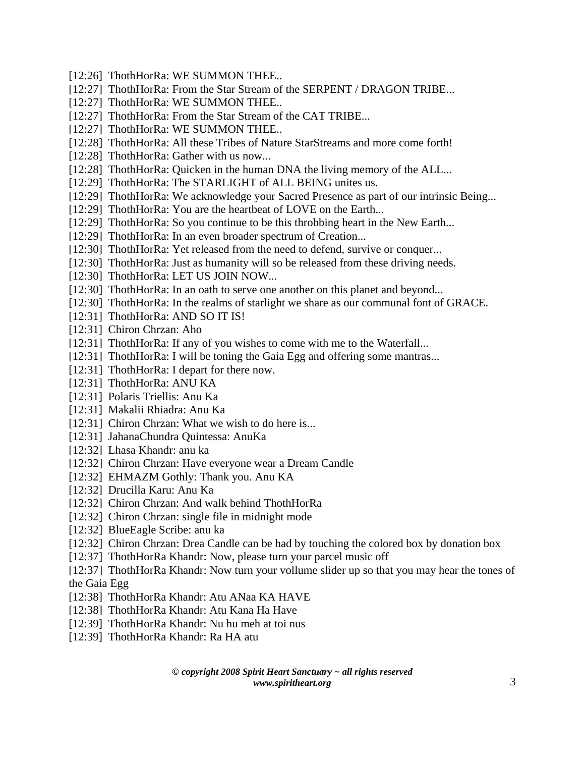[12:26]  ThothHorRa: WE SUMMON THEE..
[12:27]  ThothHorRa: From the Star Stream of the SERPENT / DRAGON TRIBE...
[12:27]  ThothHorRa: WE SUMMON THEE..
[12:27]  ThothHorRa: From the Star Stream of the CAT TRIBE...
[12:27]  ThothHorRa: WE SUMMON THEE..
[12:28]  ThothHorRa: All these Tribes of Nature StarStreams and more come forth!
[12:28]  ThothHorRa: Gather with us now...
[12:28]  ThothHorRa: Quicken in the human DNA the living memory of the ALL...
[12:29]  ThothHorRa: The STARLIGHT of ALL BEING unites us.
[12:29]  ThothHorRa: We acknowledge your Sacred Presence as part of our intrinsic Being...
[12:29]  ThothHorRa: You are the heartbeat of LOVE on the Earth...
[12:29]  ThothHorRa: So you continue to be this throbbing heart in the New Earth...
[12:29]  ThothHorRa: In an even broader spectrum of Creation...
[12:30]  ThothHorRa: Yet released from the need to defend, survive or conquer...
[12:30]  ThothHorRa: Just as humanity will so be released from these driving needs.
[12:30]  ThothHorRa: LET US JOIN NOW...
[12:30]  ThothHorRa: In an oath to serve one another on this planet and beyond...
[12:30]  ThothHorRa: In the realms of starlight we share as our communal font of GRACE.
[12:31]  ThothHorRa: AND SO IT IS!
[12:31]  Chiron Chrzan: Aho
[12:31]  ThothHorRa: If any of you wishes to come with me to the Waterfall...
[12:31]  ThothHorRa: I will be toning the Gaia Egg and offering some mantras...
[12:31]  ThothHorRa: I depart for there now.
[12:31]  ThothHorRa: ANU KA
[12:31]  Polaris Triellis: Anu Ka
[12:31]  Makalii Rhiadra: Anu Ka
[12:31]  Chiron Chrzan: What we wish to do here is...
[12:31]  JahanaChundra Quintessa: AnuKa
[12:32]  Lhasa Khandr: anu ka
[12:32]  Chiron Chrzan: Have everyone wear a Dream Candle
[12:32]  EHMAZM Gothly: Thank you. Anu KA
[12:32]  Drucilla Karu: Anu Ka
[12:32]  Chiron Chrzan: And walk behind ThothHorRa
[12:32]  Chiron Chrzan: single file in midnight mode
[12:32]  BlueEagle Scribe: anu ka
[12:32]  Chiron Chrzan: Drea Candle can be had by touching the colored box by donation box
[12:37]  ThothHorRa Khandr: Now, please turn your parcel music off
[12:37]  ThothHorRa Khandr: Now turn your vollume slider up so that you may hear the tones of the Gaia Egg
[12:38]  ThothHorRa Khandr: Atu ANaa KA HAVE
[12:38]  ThothHorRa Khandr: Atu Kana Ha Have
[12:39]  ThothHorRa Khandr: Nu hu meh at toi nus
[12:39]  ThothHorRa Khandr: Ra HA atu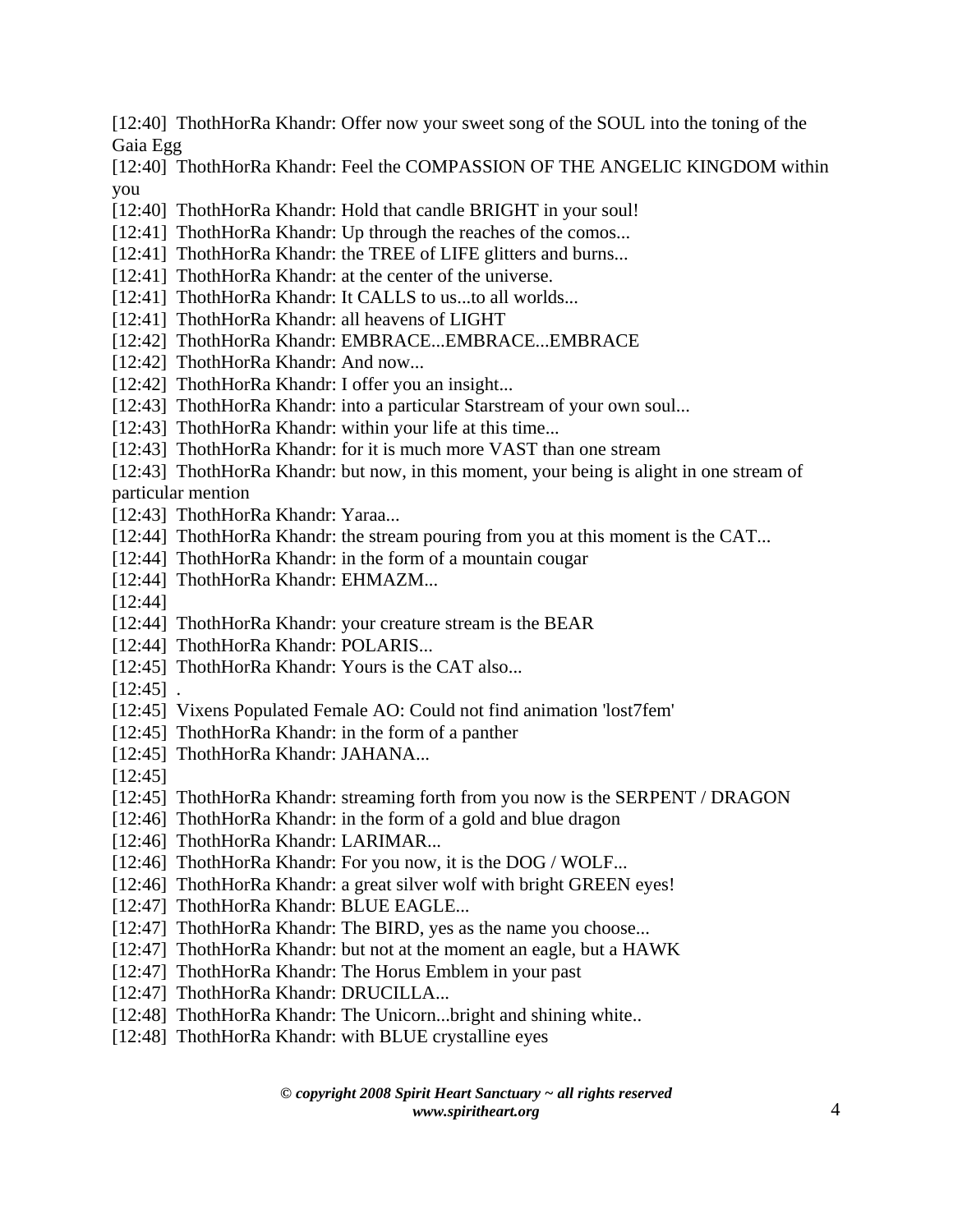[12:40] ThothHorRa Khandr: Offer now your sweet song of the SOUL into the toning of the Gaia Egg
[12:40] ThothHorRa Khandr: Feel the COMPASSION OF THE ANGELIC KINGDOM within you
[12:40] ThothHorRa Khandr: Hold that candle BRIGHT in your soul!
[12:41] ThothHorRa Khandr: Up through the reaches of the comos...
[12:41] ThothHorRa Khandr: the TREE of LIFE glitters and burns...
[12:41] ThothHorRa Khandr: at the center of the universe.
[12:41] ThothHorRa Khandr: It CALLS to us...to all worlds...
[12:41] ThothHorRa Khandr: all heavens of LIGHT
[12:42] ThothHorRa Khandr: EMBRACE...EMBRACE...EMBRACE
[12:42] ThothHorRa Khandr: And now...
[12:42] ThothHorRa Khandr: I offer you an insight...
[12:43] ThothHorRa Khandr: into a particular Starstream of your own soul...
[12:43] ThothHorRa Khandr: within your life at this time...
[12:43] ThothHorRa Khandr: for it is much more VAST than one stream
[12:43] ThothHorRa Khandr: but now, in this moment, your being is alight in one stream of particular mention
[12:43] ThothHorRa Khandr: Yaraa...
[12:44] ThothHorRa Khandr: the stream pouring from you at this moment is the CAT...
[12:44] ThothHorRa Khandr: in the form of a mountain cougar
[12:44] ThothHorRa Khandr: EHMAZM...
[12:44]
[12:44] ThothHorRa Khandr: your creature stream is the BEAR
[12:44] ThothHorRa Khandr: POLARIS...
[12:45] ThothHorRa Khandr: Yours is the CAT also...
[12:45] .
[12:45] Vixens Populated Female AO: Could not find animation 'lost7fem'
[12:45] ThothHorRa Khandr: in the form of a panther
[12:45] ThothHorRa Khandr: JAHANA...
[12:45]
[12:45] ThothHorRa Khandr: streaming forth from you now is the SERPENT / DRAGON
[12:46] ThothHorRa Khandr: in the form of a gold and blue dragon
[12:46] ThothHorRa Khandr: LARIMAR...
[12:46] ThothHorRa Khandr: For you now, it is the DOG / WOLF...
[12:46] ThothHorRa Khandr: a great silver wolf with bright GREEN eyes!
[12:47] ThothHorRa Khandr: BLUE EAGLE...
[12:47] ThothHorRa Khandr: The BIRD, yes as the name you choose...
[12:47] ThothHorRa Khandr: but not at the moment an eagle, but a HAWK
[12:47] ThothHorRa Khandr: The Horus Emblem in your past
[12:47] ThothHorRa Khandr: DRUCILLA...
[12:48] ThothHorRa Khandr: The Unicorn...bright and shining white..
[12:48] ThothHorRa Khandr: with BLUE crystalline eyes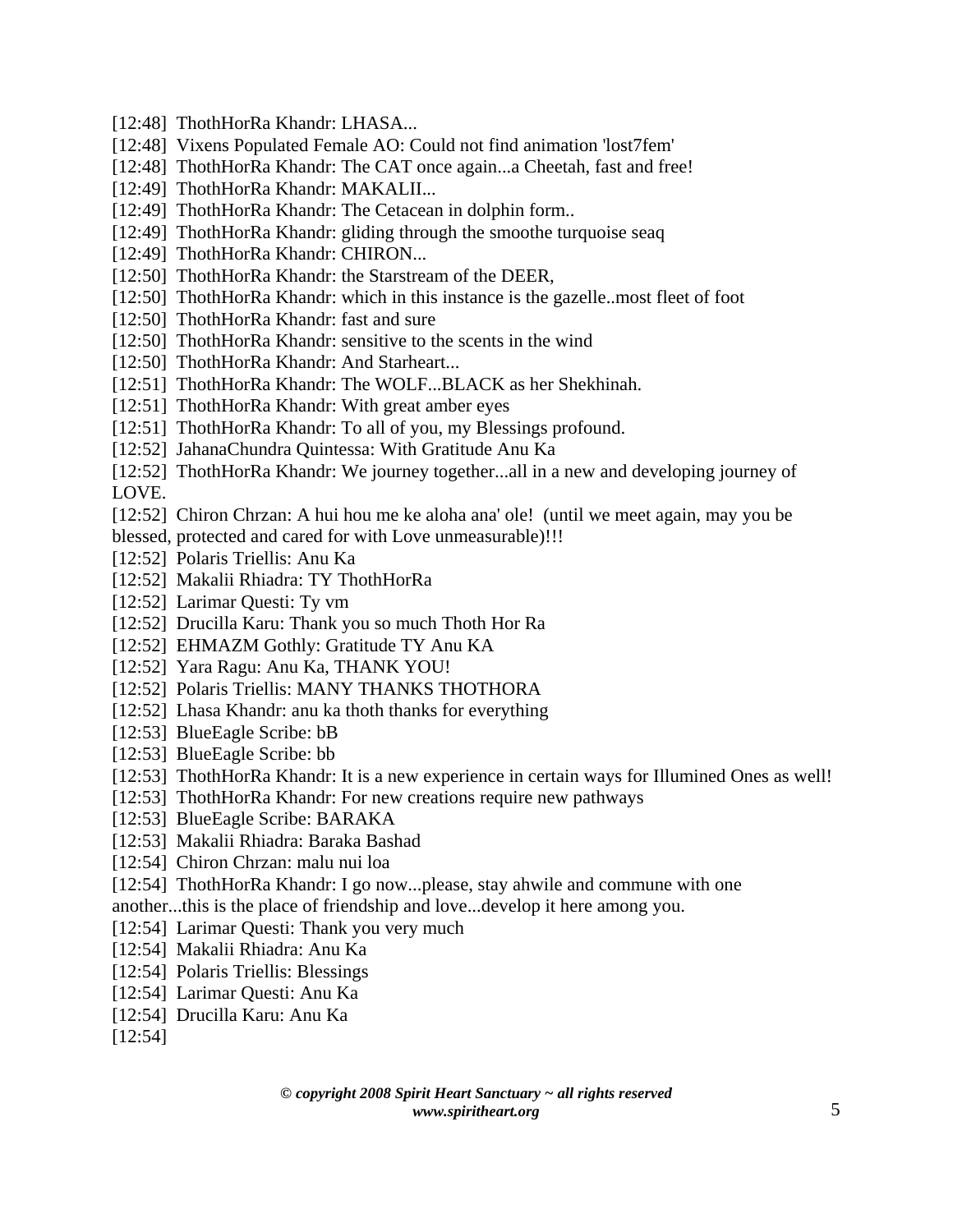[12:48] ThothHorRa Khandr: LHASA...
[12:48] Vixens Populated Female AO: Could not find animation 'lost7fem'
[12:48] ThothHorRa Khandr: The CAT once again...a Cheetah, fast and free!
[12:49] ThothHorRa Khandr: MAKALII...
[12:49] ThothHorRa Khandr: The Cetacean in dolphin form..
[12:49] ThothHorRa Khandr: gliding through the smoothe turquoise seaq
[12:49] ThothHorRa Khandr: CHIRON...
[12:50] ThothHorRa Khandr: the Starstream of the DEER,
[12:50] ThothHorRa Khandr: which in this instance is the gazelle..most fleet of foot
[12:50] ThothHorRa Khandr: fast and sure
[12:50] ThothHorRa Khandr: sensitive to the scents in the wind
[12:50] ThothHorRa Khandr: And Starheart...
[12:51] ThothHorRa Khandr: The WOLF...BLACK as her Shekhinah.
[12:51] ThothHorRa Khandr: With great amber eyes
[12:51] ThothHorRa Khandr: To all of you, my Blessings profound.
[12:52] JahanaChundra Quintessa: With Gratitude Anu Ka
[12:52] ThothHorRa Khandr: We journey together...all in a new and developing journey of LOVE.
[12:52] Chiron Chrzan: A hui hou me ke aloha ana' ole! (until we meet again, may you be blessed, protected and cared for with Love unmeasurable)!!!
[12:52] Polaris Triellis: Anu Ka
[12:52] Makalii Rhiadra: TY ThothHorRa
[12:52] Larimar Questi: Ty vm
[12:52] Drucilla Karu: Thank you so much Thoth Hor Ra
[12:52] EHMAZM Gothly: Gratitude TY Anu KA
[12:52] Yara Ragu: Anu Ka, THANK YOU!
[12:52] Polaris Triellis: MANY THANKS THOTHORA
[12:52] Lhasa Khandr: anu ka thoth thanks for everything
[12:53] BlueEagle Scribe: bB
[12:53] BlueEagle Scribe: bb
[12:53] ThothHorRa Khandr: It is a new experience in certain ways for Illumined Ones as well!
[12:53] ThothHorRa Khandr: For new creations require new pathways
[12:53] BlueEagle Scribe: BARAKA
[12:53] Makalii Rhiadra: Baraka Bashad
[12:54] Chiron Chrzan: malu nui loa
[12:54] ThothHorRa Khandr: I go now...please, stay ahwile and commune with one another...this is the place of friendship and love...develop it here among you.
[12:54] Larimar Questi: Thank you very much
[12:54] Makalii Rhiadra: Anu Ka
[12:54] Polaris Triellis: Blessings
[12:54] Larimar Questi: Anu Ka
[12:54] Drucilla Karu: Anu Ka
[12:54]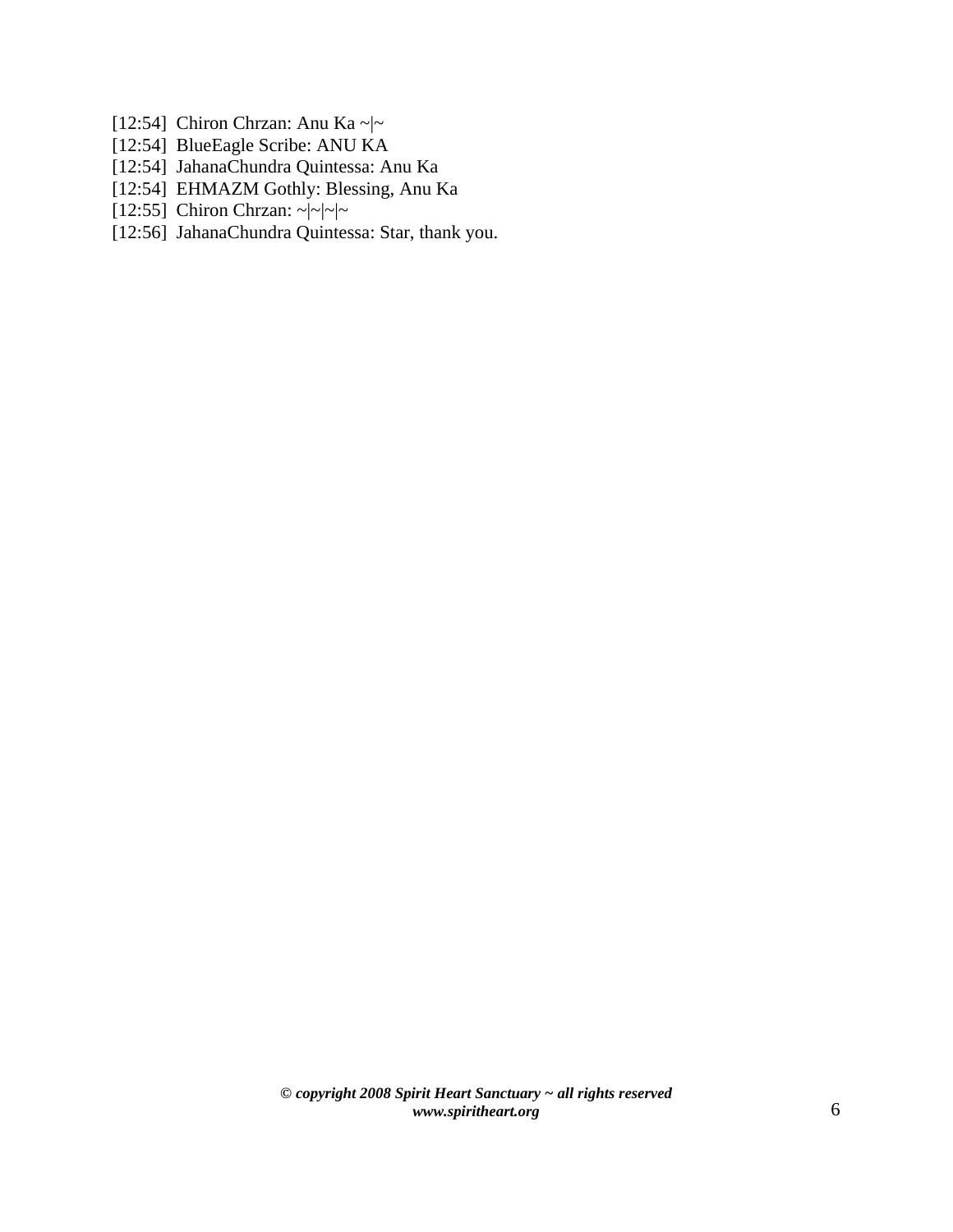[12:54]  Chiron Chrzan: Anu Ka ~|~
[12:54]  BlueEagle Scribe: ANU KA
[12:54]  JahanaChundra Quintessa: Anu Ka
[12:54]  EHMAZM Gothly: Blessing, Anu Ka
[12:55]  Chiron Chrzan: ~|~|~|~
[12:56]  JahanaChundra Quintessa: Star, thank you.

***© copyright 2008 Spirit Heart Sanctuary ~ all rights reserved***
***www.spiritheart.org***